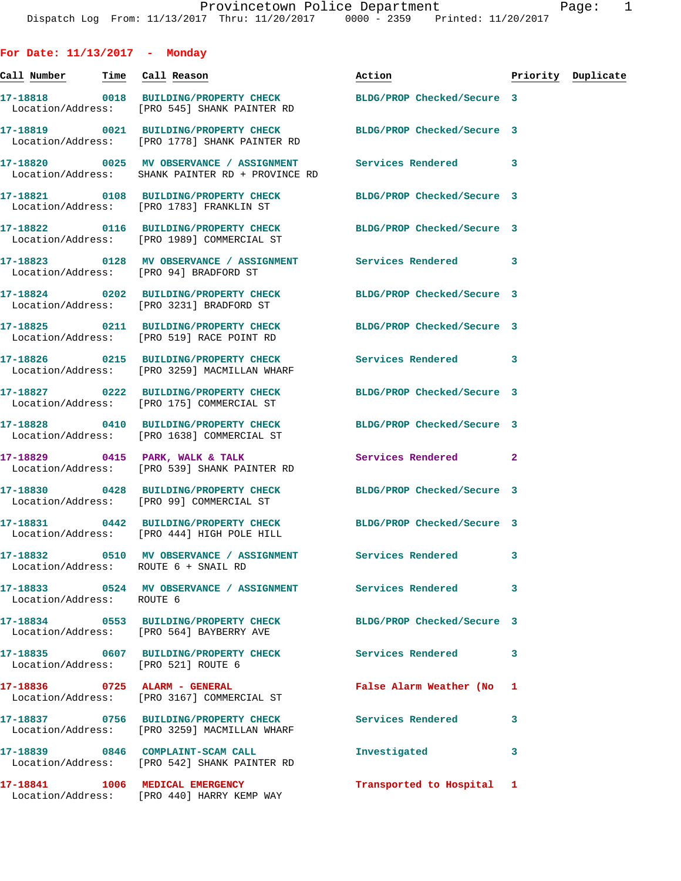## For Date: 11/13/2017 - Monday

| Call Number | Time | Call Reason | Action | Priority | Duplicate |
|---|---|---|---|---|---|
| 17-18818 | 0018 | BUILDING/PROPERTY CHECK | BLDG/PROP Checked/Secure | 3 | |
| Location/Address: | | [PRO 545] SHANK PAINTER RD | | | |
| 17-18819 | 0021 | BUILDING/PROPERTY CHECK | BLDG/PROP Checked/Secure | 3 | |
| Location/Address: | | [PRO 1778] SHANK PAINTER RD | | | |
| 17-18820 | 0025 | MV OBSERVANCE / ASSIGNMENT | Services Rendered | 3 | |
| Location/Address: | | SHANK PAINTER RD + PROVINCE RD | | | |
| 17-18821 | 0108 | BUILDING/PROPERTY CHECK | BLDG/PROP Checked/Secure | 3 | |
| Location/Address: | | [PRO 1783] FRANKLIN ST | | | |
| 17-18822 | 0116 | BUILDING/PROPERTY CHECK | BLDG/PROP Checked/Secure | 3 | |
| Location/Address: | | [PRO 1989] COMMERCIAL ST | | | |
| 17-18823 | 0128 | MV OBSERVANCE / ASSIGNMENT | Services Rendered | 3 | |
| Location/Address: | | [PRO 94] BRADFORD ST | | | |
| 17-18824 | 0202 | BUILDING/PROPERTY CHECK | BLDG/PROP Checked/Secure | 3 | |
| Location/Address: | | [PRO 3231] BRADFORD ST | | | |
| 17-18825 | 0211 | BUILDING/PROPERTY CHECK | BLDG/PROP Checked/Secure | 3 | |
| Location/Address: | | [PRO 519] RACE POINT RD | | | |
| 17-18826 | 0215 | BUILDING/PROPERTY CHECK | Services Rendered | 3 | |
| Location/Address: | | [PRO 3259] MACMILLAN WHARF | | | |
| 17-18827 | 0222 | BUILDING/PROPERTY CHECK | BLDG/PROP Checked/Secure | 3 | |
| Location/Address: | | [PRO 175] COMMERCIAL ST | | | |
| 17-18828 | 0410 | BUILDING/PROPERTY CHECK | BLDG/PROP Checked/Secure | 3 | |
| Location/Address: | | [PRO 1638] COMMERCIAL ST | | | |
| 17-18829 | 0415 | PARK, WALK & TALK | Services Rendered | 2 | |
| Location/Address: | | [PRO 539] SHANK PAINTER RD | | | |
| 17-18830 | 0428 | BUILDING/PROPERTY CHECK | BLDG/PROP Checked/Secure | 3 | |
| Location/Address: | | [PRO 99] COMMERCIAL ST | | | |
| 17-18831 | 0442 | BUILDING/PROPERTY CHECK | BLDG/PROP Checked/Secure | 3 | |
| Location/Address: | | [PRO 444] HIGH POLE HILL | | | |
| 17-18832 | 0510 | MV OBSERVANCE / ASSIGNMENT | Services Rendered | 3 | |
| Location/Address: | | ROUTE 6 + SNAIL RD | | | |
| 17-18833 | 0524 | MV OBSERVANCE / ASSIGNMENT | Services Rendered | 3 | |
| Location/Address: | | ROUTE 6 | | | |
| 17-18834 | 0553 | BUILDING/PROPERTY CHECK | BLDG/PROP Checked/Secure | 3 | |
| Location/Address: | | [PRO 564] BAYBERRY AVE | | | |
| 17-18835 | 0607 | BUILDING/PROPERTY CHECK | Services Rendered | 3 | |
| Location/Address: | | [PRO 521] ROUTE 6 | | | |
| 17-18836 | 0725 | ALARM - GENERAL | False Alarm Weather (No | 1 | |
| Location/Address: | | [PRO 3167] COMMERCIAL ST | | | |
| 17-18837 | 0756 | BUILDING/PROPERTY CHECK | Services Rendered | 3 | |
| Location/Address: | | [PRO 3259] MACMILLAN WHARF | | | |
| 17-18839 | 0846 | COMPLAINT-SCAM CALL | Investigated | 3 | |
| Location/Address: | | [PRO 542] SHANK PAINTER RD | | | |
| 17-18841 | 1006 | MEDICAL EMERGENCY | Transported to Hospital | 1 | |
| Location/Address: | | [PRO 440] HARRY KEMP WAY | | | |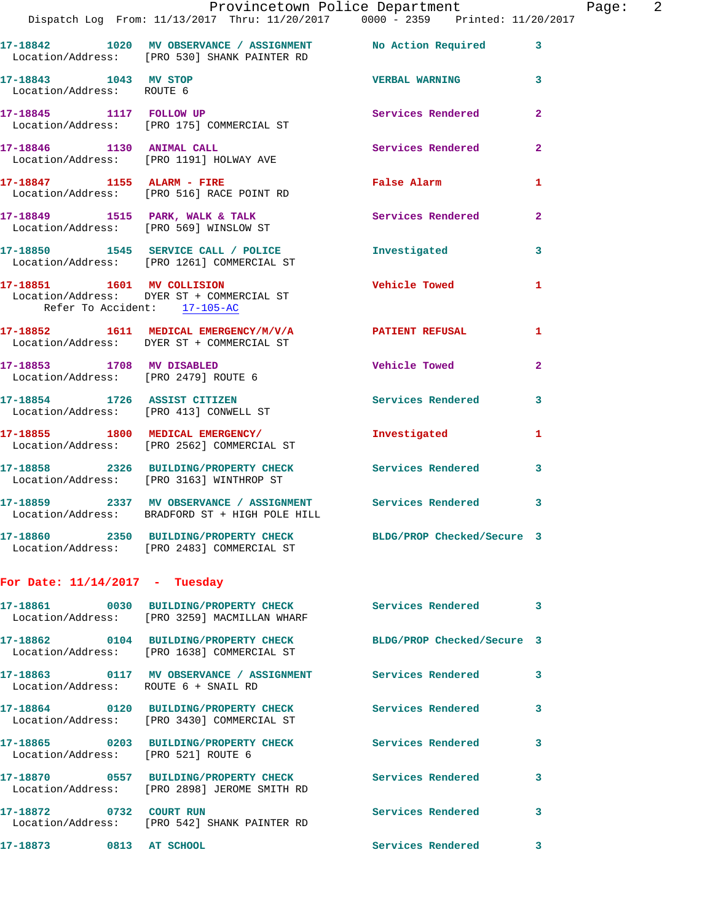17-18842 1020 MV OBSERVANCE / ASSIGNMENT No Action Required 3
Location/Address: [PRO 530] SHANK PAINTER RD

17-18843 1043 MV STOP VERBAL WARNING 3
Location/Address: ROUTE 6

17-18845 1117 FOLLOW UP Services Rendered 2
Location/Address: [PRO 175] COMMERCIAL ST

17-18846 1130 ANIMAL CALL Services Rendered 2
Location/Address: [PRO 1191] HOLWAY AVE

17-18847 1155 ALARM - FIRE False Alarm 1
Location/Address: [PRO 516] RACE POINT RD

17-18849 1515 PARK, WALK & TALK Services Rendered 2
Location/Address: [PRO 569] WINSLOW ST

17-18850 1545 SERVICE CALL / POLICE Investigated 3
Location/Address: [PRO 1261] COMMERCIAL ST

17-18851 1601 MV COLLISION Vehicle Towed 1
Location/Address: DYER ST + COMMERCIAL ST
Refer To Accident: 17-105-AC

17-18852 1611 MEDICAL EMERGENCY/M/V/A PATIENT REFUSAL 1
Location/Address: DYER ST + COMMERCIAL ST

17-18853 1708 MV DISABLED Vehicle Towed 2
Location/Address: [PRO 2479] ROUTE 6

17-18854 1726 ASSIST CITIZEN Services Rendered 3
Location/Address: [PRO 413] CONWELL ST

17-18855 1800 MEDICAL EMERGENCY/ Investigated 1
Location/Address: [PRO 2562] COMMERCIAL ST

17-18858 2326 BUILDING/PROPERTY CHECK Services Rendered 3
Location/Address: [PRO 3163] WINTHROP ST

17-18859 2337 MV OBSERVANCE / ASSIGNMENT Services Rendered 3
Location/Address: BRADFORD ST + HIGH POLE HILL

17-18860 2350 BUILDING/PROPERTY CHECK BLDG/PROP Checked/Secure 3
Location/Address: [PRO 2483] COMMERCIAL ST

## For Date: 11/14/2017 - Tuesday

17-18861 0030 BUILDING/PROPERTY CHECK Services Rendered 3
Location/Address: [PRO 3259] MACMILLAN WHARF

17-18862 0104 BUILDING/PROPERTY CHECK BLDG/PROP Checked/Secure 3
Location/Address: [PRO 1638] COMMERCIAL ST

17-18863 0117 MV OBSERVANCE / ASSIGNMENT Services Rendered 3
Location/Address: ROUTE 6 + SNAIL RD

17-18864 0120 BUILDING/PROPERTY CHECK Services Rendered 3
Location/Address: [PRO 3430] COMMERCIAL ST

17-18865 0203 BUILDING/PROPERTY CHECK Services Rendered 3
Location/Address: [PRO 521] ROUTE 6

17-18870 0557 BUILDING/PROPERTY CHECK Services Rendered 3
Location/Address: [PRO 2898] JEROME SMITH RD

17-18872 0732 COURT RUN Services Rendered 3
Location/Address: [PRO 542] SHANK PAINTER RD

17-18873 0813 AT SCHOOL Services Rendered 3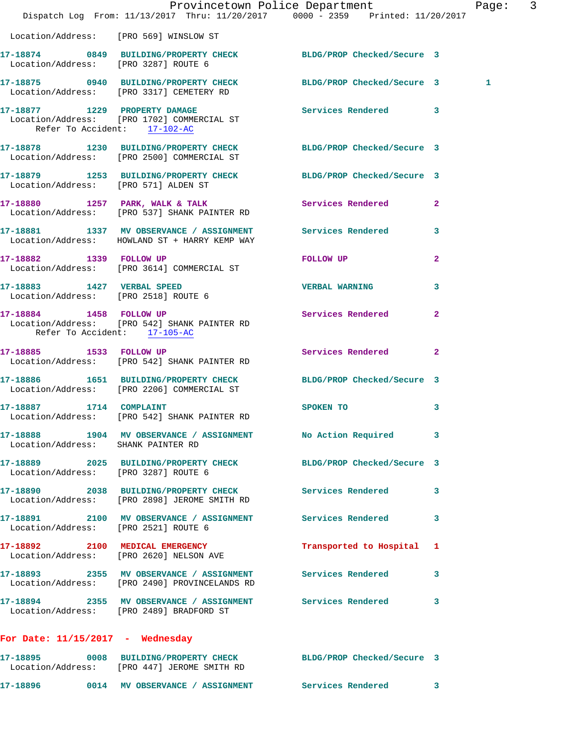Location/Address: [PRO 569] WINSLOW ST

17-18874 0849 BUILDING/PROPERTY CHECK BLDG/PROP Checked/Secure 3
Location/Address: [PRO 3287] ROUTE 6

17-18875 0940 BUILDING/PROPERTY CHECK BLDG/PROP Checked/Secure 3 1
Location/Address: [PRO 3317] CEMETERY RD

17-18877 1229 PROPERTY DAMAGE Services Rendered 3
Location/Address: [PRO 1702] COMMERCIAL ST
Refer To Accident: 17-102-AC

17-18878 1230 BUILDING/PROPERTY CHECK BLDG/PROP Checked/Secure 3
Location/Address: [PRO 2500] COMMERCIAL ST

17-18879 1253 BUILDING/PROPERTY CHECK BLDG/PROP Checked/Secure 3
Location/Address: [PRO 571] ALDEN ST

17-18880 1257 PARK, WALK & TALK Services Rendered 2
Location/Address: [PRO 537] SHANK PAINTER RD

17-18881 1337 MV OBSERVANCE / ASSIGNMENT Services Rendered 3
Location/Address: HOWLAND ST + HARRY KEMP WAY

17-18882 1339 FOLLOW UP FOLLOW UP 2
Location/Address: [PRO 3614] COMMERCIAL ST

17-18883 1427 VERBAL SPEED VERBAL WARNING 3
Location/Address: [PRO 2518] ROUTE 6

17-18884 1458 FOLLOW UP Services Rendered 2
Location/Address: [PRO 542] SHANK PAINTER RD
Refer To Accident: 17-105-AC

17-18885 1533 FOLLOW UP Services Rendered 2
Location/Address: [PRO 542] SHANK PAINTER RD

17-18886 1651 BUILDING/PROPERTY CHECK BLDG/PROP Checked/Secure 3
Location/Address: [PRO 2206] COMMERCIAL ST

17-18887 1714 COMPLAINT SPOKEN TO 3
Location/Address: [PRO 542] SHANK PAINTER RD

17-18888 1904 MV OBSERVANCE / ASSIGNMENT No Action Required 3
Location/Address: SHANK PAINTER RD

17-18889 2025 BUILDING/PROPERTY CHECK BLDG/PROP Checked/Secure 3
Location/Address: [PRO 3287] ROUTE 6

17-18890 2038 BUILDING/PROPERTY CHECK Services Rendered 3
Location/Address: [PRO 2898] JEROME SMITH RD

17-18891 2100 MV OBSERVANCE / ASSIGNMENT Services Rendered 3
Location/Address: [PRO 2521] ROUTE 6

17-18892 2100 MEDICAL EMERGENCY Transported to Hospital 1
Location/Address: [PRO 2620] NELSON AVE

17-18893 2355 MV OBSERVANCE / ASSIGNMENT Services Rendered 3
Location/Address: [PRO 2490] PROVINCELANDS RD

17-18894 2355 MV OBSERVANCE / ASSIGNMENT Services Rendered 3
Location/Address: [PRO 2489] BRADFORD ST

**For Date: 11/15/2017 - Wednesday**

17-18895 0008 BUILDING/PROPERTY CHECK BLDG/PROP Checked/Secure 3
Location/Address: [PRO 447] JEROME SMITH RD

17-18896 0014 MV OBSERVANCE / ASSIGNMENT Services Rendered 3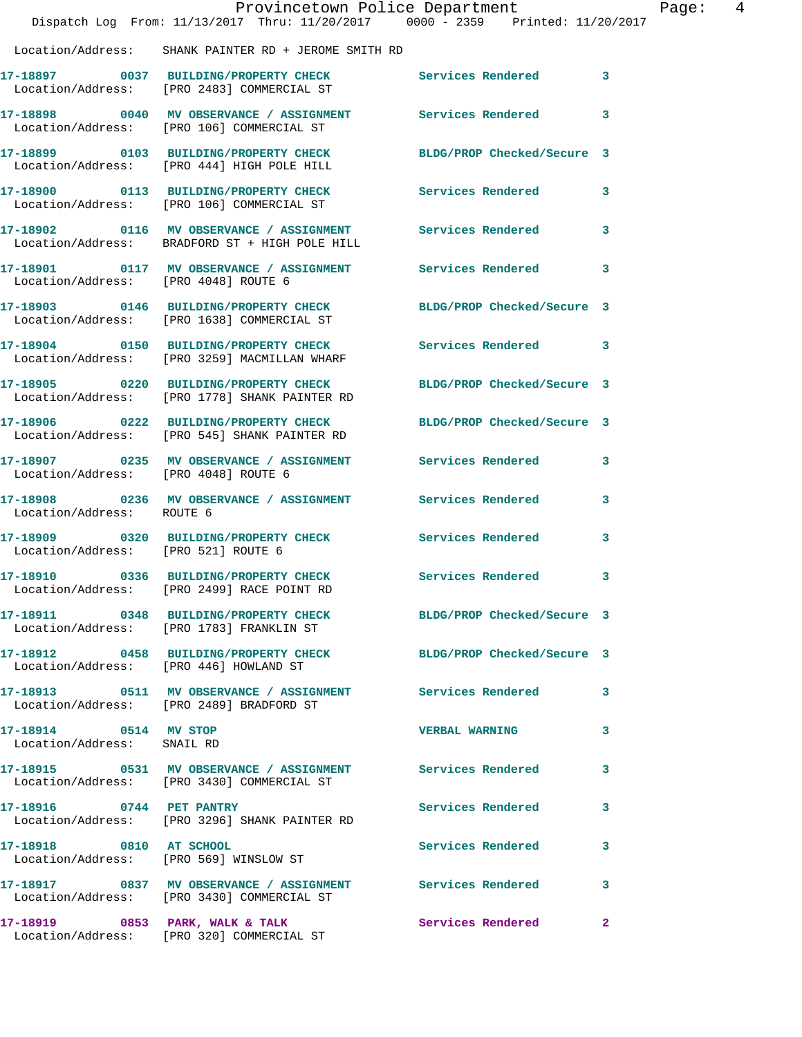Location/Address: SHANK PAINTER RD + JEROME SMITH RD

| Call Number | Time | Call Reason | Action | Priority |
|---|---|---|---|---|
| **17-18897** | **0037** | **BUILDING/PROPERTY CHECK** | **Services Rendered** | **3** |
| Location/Address: [PRO 2483] COMMERCIAL ST | | | | |
| **17-18898** | **0040** | **MV OBSERVANCE / ASSIGNMENT** | **Services Rendered** | **3** |
| Location/Address: [PRO 106] COMMERCIAL ST | | | | |
| **17-18899** | **0103** | **BUILDING/PROPERTY CHECK** | **BLDG/PROP Checked/Secure** | **3** |
| Location/Address: [PRO 444] HIGH POLE HILL | | | | |
| **17-18900** | **0113** | **BUILDING/PROPERTY CHECK** | **Services Rendered** | **3** |
| Location/Address: [PRO 106] COMMERCIAL ST | | | | |
| **17-18902** | **0116** | **MV OBSERVANCE / ASSIGNMENT** | **Services Rendered** | **3** |
| Location/Address: BRADFORD ST + HIGH POLE HILL | | | | |
| **17-18901** | **0117** | **MV OBSERVANCE / ASSIGNMENT** | **Services Rendered** | **3** |
| Location/Address: [PRO 4048] ROUTE 6 | | | | |
| **17-18903** | **0146** | **BUILDING/PROPERTY CHECK** | **BLDG/PROP Checked/Secure** | **3** |
| Location/Address: [PRO 1638] COMMERCIAL ST | | | | |
| **17-18904** | **0150** | **BUILDING/PROPERTY CHECK** | **Services Rendered** | **3** |
| Location/Address: [PRO 3259] MACMILLAN WHARF | | | | |
| **17-18905** | **0220** | **BUILDING/PROPERTY CHECK** | **BLDG/PROP Checked/Secure** | **3** |
| Location/Address: [PRO 1778] SHANK PAINTER RD | | | | |
| **17-18906** | **0222** | **BUILDING/PROPERTY CHECK** | **BLDG/PROP Checked/Secure** | **3** |
| Location/Address: [PRO 545] SHANK PAINTER RD | | | | |
| **17-18907** | **0235** | **MV OBSERVANCE / ASSIGNMENT** | **Services Rendered** | **3** |
| Location/Address: [PRO 4048] ROUTE 6 | | | | |
| **17-18908** | **0236** | **MV OBSERVANCE / ASSIGNMENT** | **Services Rendered** | **3** |
| Location/Address: ROUTE 6 | | | | |
| **17-18909** | **0320** | **BUILDING/PROPERTY CHECK** | **Services Rendered** | **3** |
| Location/Address: [PRO 521] ROUTE 6 | | | | |
| **17-18910** | **0336** | **BUILDING/PROPERTY CHECK** | **Services Rendered** | **3** |
| Location/Address: [PRO 2499] RACE POINT RD | | | | |
| **17-18911** | **0348** | **BUILDING/PROPERTY CHECK** | **BLDG/PROP Checked/Secure** | **3** |
| Location/Address: [PRO 1783] FRANKLIN ST | | | | |
| **17-18912** | **0458** | **BUILDING/PROPERTY CHECK** | **BLDG/PROP Checked/Secure** | **3** |
| Location/Address: [PRO 446] HOWLAND ST | | | | |
| **17-18913** | **0511** | **MV OBSERVANCE / ASSIGNMENT** | **Services Rendered** | **3** |
| Location/Address: [PRO 2489] BRADFORD ST | | | | |
| **17-18914** | **0514** | **MV STOP** | **VERBAL WARNING** | **3** |
| Location/Address: SNAIL RD | | | | |
| **17-18915** | **0531** | **MV OBSERVANCE / ASSIGNMENT** | **Services Rendered** | **3** |
| Location/Address: [PRO 3430] COMMERCIAL ST | | | | |
| **17-18916** | **0744** | **PET PANTRY** | **Services Rendered** | **3** |
| Location/Address: [PRO 3296] SHANK PAINTER RD | | | | |
| **17-18918** | **0810** | **AT SCHOOL** | **Services Rendered** | **3** |
| Location/Address: [PRO 569] WINSLOW ST | | | | |
| **17-18917** | **0837** | **MV OBSERVANCE / ASSIGNMENT** | **Services Rendered** | **3** |
| Location/Address: [PRO 3430] COMMERCIAL ST | | | | |
| **17-18919** | **0853** | **PARK, WALK & TALK** | **Services Rendered** | **2** |
| Location/Address: [PRO 320] COMMERCIAL ST | | | | |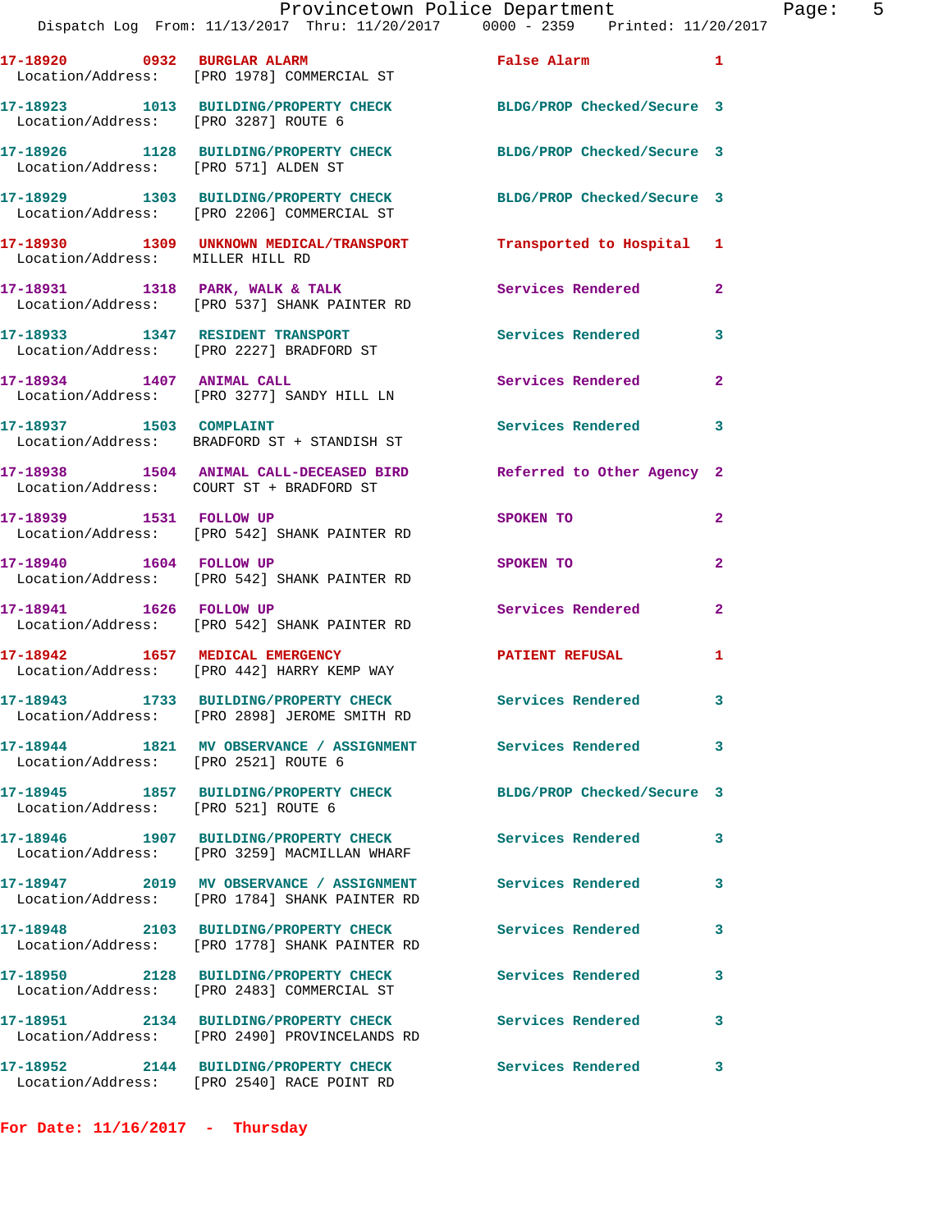17-18920 0932 BURGLAR ALARM False Alarm 1
Location/Address: [PRO 1978] COMMERCIAL ST

17-18923 1013 BUILDING/PROPERTY CHECK BLDG/PROP Checked/Secure 3
Location/Address: [PRO 3287] ROUTE 6

17-18926 1128 BUILDING/PROPERTY CHECK BLDG/PROP Checked/Secure 3
Location/Address: [PRO 571] ALDEN ST

17-18929 1303 BUILDING/PROPERTY CHECK BLDG/PROP Checked/Secure 3
Location/Address: [PRO 2206] COMMERCIAL ST

17-18930 1309 UNKNOWN MEDICAL/TRANSPORT Transported to Hospital 1
Location/Address: MILLER HILL RD

17-18931 1318 PARK, WALK & TALK Services Rendered 2
Location/Address: [PRO 537] SHANK PAINTER RD

17-18933 1347 RESIDENT TRANSPORT Services Rendered 3
Location/Address: [PRO 2227] BRADFORD ST

17-18934 1407 ANIMAL CALL Services Rendered 2
Location/Address: [PRO 3277] SANDY HILL LN

17-18937 1503 COMPLAINT Services Rendered 3
Location/Address: BRADFORD ST + STANDISH ST

17-18938 1504 ANIMAL CALL-DECEASED BIRD Referred to Other Agency 2
Location/Address: COURT ST + BRADFORD ST

17-18939 1531 FOLLOW UP SPOKEN TO 2
Location/Address: [PRO 542] SHANK PAINTER RD

17-18940 1604 FOLLOW UP SPOKEN TO 2
Location/Address: [PRO 542] SHANK PAINTER RD

17-18941 1626 FOLLOW UP Services Rendered 2
Location/Address: [PRO 542] SHANK PAINTER RD

17-18942 1657 MEDICAL EMERGENCY PATIENT REFUSAL 1
Location/Address: [PRO 442] HARRY KEMP WAY

17-18943 1733 BUILDING/PROPERTY CHECK Services Rendered 3
Location/Address: [PRO 2898] JEROME SMITH RD

17-18944 1821 MV OBSERVANCE / ASSIGNMENT Services Rendered 3
Location/Address: [PRO 2521] ROUTE 6

17-18945 1857 BUILDING/PROPERTY CHECK BLDG/PROP Checked/Secure 3
Location/Address: [PRO 521] ROUTE 6

17-18946 1907 BUILDING/PROPERTY CHECK Services Rendered 3
Location/Address: [PRO 3259] MACMILLAN WHARF

17-18947 2019 MV OBSERVANCE / ASSIGNMENT Services Rendered 3
Location/Address: [PRO 1784] SHANK PAINTER RD

17-18948 2103 BUILDING/PROPERTY CHECK Services Rendered 3
Location/Address: [PRO 1778] SHANK PAINTER RD

17-18950 2128 BUILDING/PROPERTY CHECK Services Rendered 3
Location/Address: [PRO 2483] COMMERCIAL ST

17-18951 2134 BUILDING/PROPERTY CHECK Services Rendered 3
Location/Address: [PRO 2490] PROVINCELANDS RD

17-18952 2144 BUILDING/PROPERTY CHECK Services Rendered 3
Location/Address: [PRO 2540] RACE POINT RD

**For Date: 11/16/2017 - Thursday**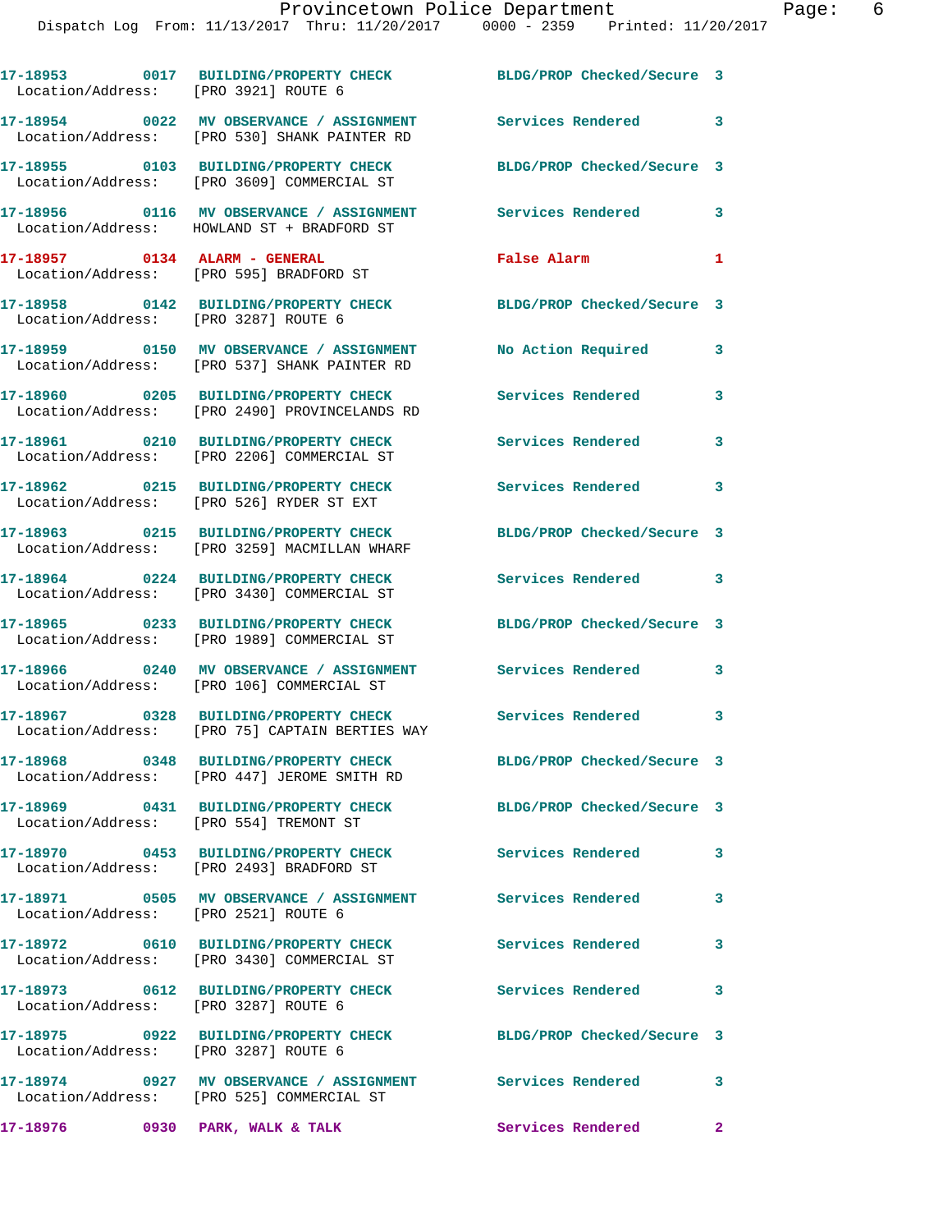17-18953 0017 BUILDING/PROPERTY CHECK BLDG/PROP Checked/Secure 3
Location/Address: [PRO 3921] ROUTE 6

17-18954 0022 MV OBSERVANCE / ASSIGNMENT Services Rendered 3
Location/Address: [PRO 530] SHANK PAINTER RD

17-18955 0103 BUILDING/PROPERTY CHECK BLDG/PROP Checked/Secure 3
Location/Address: [PRO 3609] COMMERCIAL ST

17-18956 0116 MV OBSERVANCE / ASSIGNMENT Services Rendered 3
Location/Address: HOWLAND ST + BRADFORD ST

17-18957 0134 ALARM - GENERAL False Alarm 1
Location/Address: [PRO 595] BRADFORD ST

17-18958 0142 BUILDING/PROPERTY CHECK BLDG/PROP Checked/Secure 3
Location/Address: [PRO 3287] ROUTE 6

17-18959 0150 MV OBSERVANCE / ASSIGNMENT No Action Required 3
Location/Address: [PRO 537] SHANK PAINTER RD

17-18960 0205 BUILDING/PROPERTY CHECK Services Rendered 3
Location/Address: [PRO 2490] PROVINCELANDS RD

17-18961 0210 BUILDING/PROPERTY CHECK Services Rendered 3
Location/Address: [PRO 2206] COMMERCIAL ST

17-18962 0215 BUILDING/PROPERTY CHECK Services Rendered 3
Location/Address: [PRO 526] RYDER ST EXT

17-18963 0215 BUILDING/PROPERTY CHECK BLDG/PROP Checked/Secure 3
Location/Address: [PRO 3259] MACMILLAN WHARF

17-18964 0224 BUILDING/PROPERTY CHECK Services Rendered 3
Location/Address: [PRO 3430] COMMERCIAL ST

17-18965 0233 BUILDING/PROPERTY CHECK BLDG/PROP Checked/Secure 3
Location/Address: [PRO 1989] COMMERCIAL ST

17-18966 0240 MV OBSERVANCE / ASSIGNMENT Services Rendered 3
Location/Address: [PRO 106] COMMERCIAL ST

17-18967 0328 BUILDING/PROPERTY CHECK Services Rendered 3
Location/Address: [PRO 75] CAPTAIN BERTIES WAY

17-18968 0348 BUILDING/PROPERTY CHECK BLDG/PROP Checked/Secure 3
Location/Address: [PRO 447] JEROME SMITH RD

17-18969 0431 BUILDING/PROPERTY CHECK BLDG/PROP Checked/Secure 3
Location/Address: [PRO 554] TREMONT ST

17-18970 0453 BUILDING/PROPERTY CHECK Services Rendered 3
Location/Address: [PRO 2493] BRADFORD ST

17-18971 0505 MV OBSERVANCE / ASSIGNMENT Services Rendered 3
Location/Address: [PRO 2521] ROUTE 6

17-18972 0610 BUILDING/PROPERTY CHECK Services Rendered 3
Location/Address: [PRO 3430] COMMERCIAL ST

17-18973 0612 BUILDING/PROPERTY CHECK Services Rendered 3
Location/Address: [PRO 3287] ROUTE 6

17-18975 0922 BUILDING/PROPERTY CHECK BLDG/PROP Checked/Secure 3
Location/Address: [PRO 3287] ROUTE 6

17-18974 0927 MV OBSERVANCE / ASSIGNMENT Services Rendered 3
Location/Address: [PRO 525] COMMERCIAL ST

17-18976 0930 PARK, WALK & TALK Services Rendered 2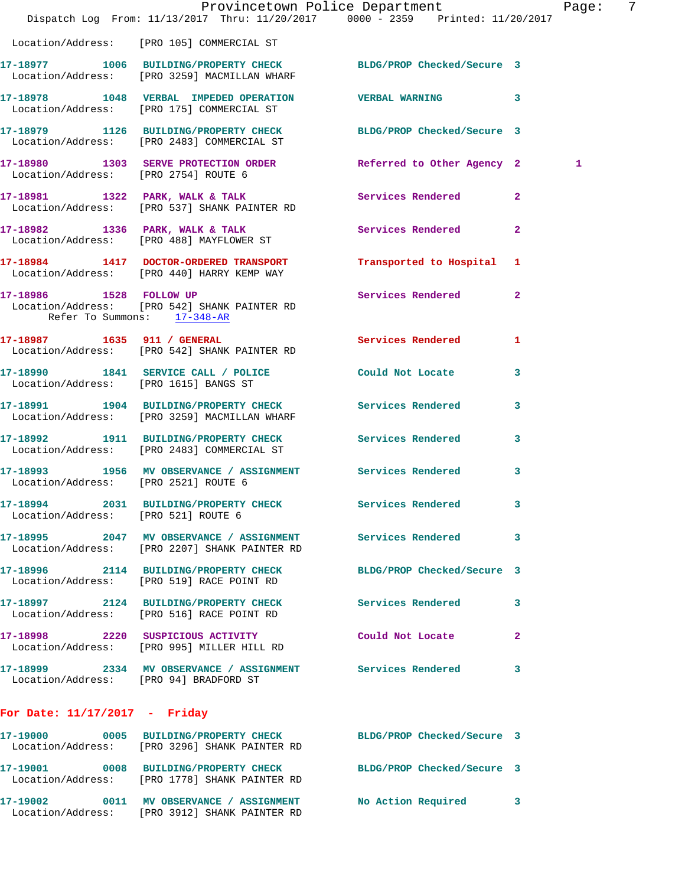Provincetown Police Department
Dispatch Log From: 11/13/2017 Thru: 11/20/2017 0000 - 2359 Printed: 11/20/2017

Location/Address: [PRO 105] COMMERCIAL ST

**17-18977** 1006 BUILDING/PROPERTY CHECK BLDG/PROP Checked/Secure 3
Location/Address: [PRO 3259] MACMILLAN WHARF

**17-18978** 1048 VERBAL IMPEDED OPERATION VERBAL WARNING 3
Location/Address: [PRO 175] COMMERCIAL ST

**17-18979** 1126 BUILDING/PROPERTY CHECK BLDG/PROP Checked/Secure 3
Location/Address: [PRO 2483] COMMERCIAL ST

**17-18980** 1303 SERVE PROTECTION ORDER Referred to Other Agency 2 1
Location/Address: [PRO 2754] ROUTE 6

**17-18981** 1322 PARK, WALK & TALK Services Rendered 2
Location/Address: [PRO 537] SHANK PAINTER RD

**17-18982** 1336 PARK, WALK & TALK Services Rendered 2
Location/Address: [PRO 488] MAYFLOWER ST

**17-18984** 1417 DOCTOR-ORDERED TRANSPORT Transported to Hospital 1
Location/Address: [PRO 440] HARRY KEMP WAY

**17-18986** 1528 FOLLOW UP Services Rendered 2
Location/Address: [PRO 542] SHANK PAINTER RD
Refer To Summons: 17-348-AR

**17-18987** 1635 911 / GENERAL Services Rendered 1
Location/Address: [PRO 542] SHANK PAINTER RD

**17-18990** 1841 SERVICE CALL / POLICE Could Not Locate 3
Location/Address: [PRO 1615] BANGS ST

**17-18991** 1904 BUILDING/PROPERTY CHECK Services Rendered 3
Location/Address: [PRO 3259] MACMILLAN WHARF

**17-18992** 1911 BUILDING/PROPERTY CHECK Services Rendered 3
Location/Address: [PRO 2483] COMMERCIAL ST

**17-18993** 1956 MV OBSERVANCE / ASSIGNMENT Services Rendered 3
Location/Address: [PRO 2521] ROUTE 6

**17-18994** 2031 BUILDING/PROPERTY CHECK Services Rendered 3
Location/Address: [PRO 521] ROUTE 6

**17-18995** 2047 MV OBSERVANCE / ASSIGNMENT Services Rendered 3
Location/Address: [PRO 2207] SHANK PAINTER RD

**17-18996** 2114 BUILDING/PROPERTY CHECK BLDG/PROP Checked/Secure 3
Location/Address: [PRO 519] RACE POINT RD

**17-18997** 2124 BUILDING/PROPERTY CHECK Services Rendered 3
Location/Address: [PRO 516] RACE POINT RD

**17-18998** 2220 SUSPICIOUS ACTIVITY Could Not Locate 2
Location/Address: [PRO 995] MILLER HILL RD

**17-18999** 2334 MV OBSERVANCE / ASSIGNMENT Services Rendered 3
Location/Address: [PRO 94] BRADFORD ST

## For Date: 11/17/2017 - Friday

**17-19000** 0005 BUILDING/PROPERTY CHECK BLDG/PROP Checked/Secure 3
Location/Address: [PRO 3296] SHANK PAINTER RD

**17-19001** 0008 BUILDING/PROPERTY CHECK BLDG/PROP Checked/Secure 3
Location/Address: [PRO 1778] SHANK PAINTER RD

**17-19002** 0011 MV OBSERVANCE / ASSIGNMENT No Action Required 3
Location/Address: [PRO 3912] SHANK PAINTER RD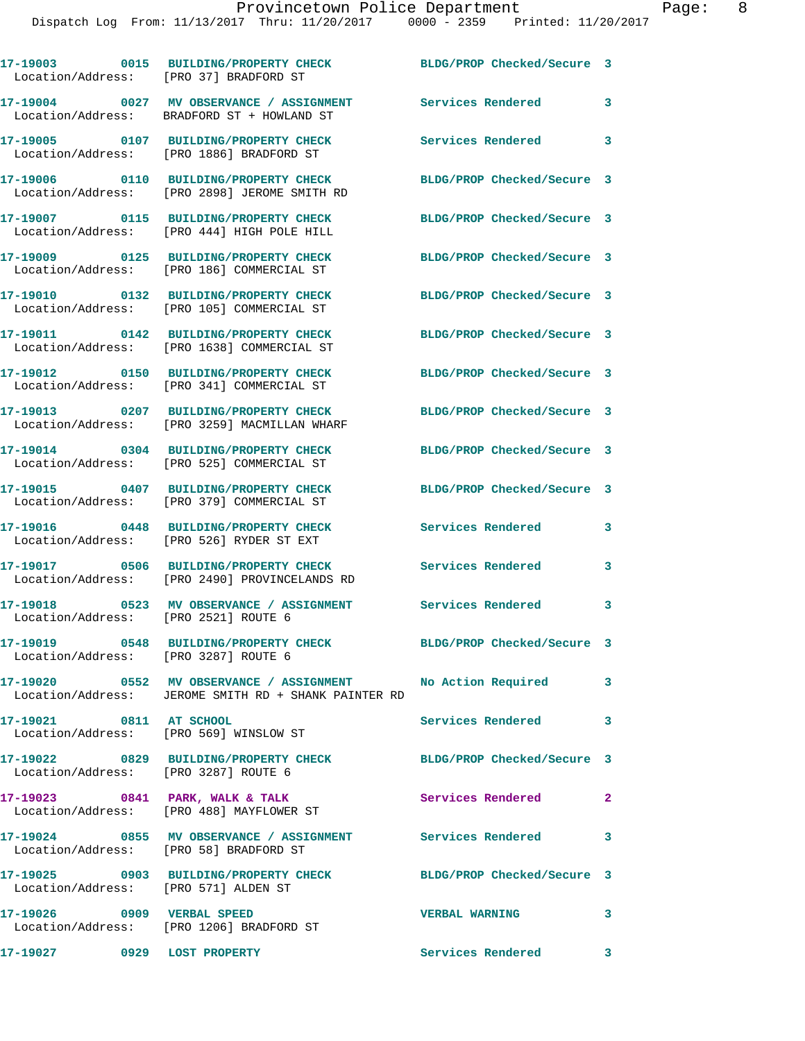17-19003 0015 BUILDING/PROPERTY CHECK BLDG/PROP Checked/Secure 3
Location/Address: [PRO 37] BRADFORD ST

17-19004 0027 MV OBSERVANCE / ASSIGNMENT Services Rendered 3
Location/Address: BRADFORD ST + HOWLAND ST

17-19005 0107 BUILDING/PROPERTY CHECK Services Rendered 3
Location/Address: [PRO 1886] BRADFORD ST

17-19006 0110 BUILDING/PROPERTY CHECK BLDG/PROP Checked/Secure 3
Location/Address: [PRO 2898] JEROME SMITH RD

17-19007 0115 BUILDING/PROPERTY CHECK BLDG/PROP Checked/Secure 3
Location/Address: [PRO 444] HIGH POLE HILL

17-19009 0125 BUILDING/PROPERTY CHECK BLDG/PROP Checked/Secure 3
Location/Address: [PRO 186] COMMERCIAL ST

17-19010 0132 BUILDING/PROPERTY CHECK BLDG/PROP Checked/Secure 3
Location/Address: [PRO 105] COMMERCIAL ST

17-19011 0142 BUILDING/PROPERTY CHECK BLDG/PROP Checked/Secure 3
Location/Address: [PRO 1638] COMMERCIAL ST

17-19012 0150 BUILDING/PROPERTY CHECK BLDG/PROP Checked/Secure 3
Location/Address: [PRO 341] COMMERCIAL ST

17-19013 0207 BUILDING/PROPERTY CHECK BLDG/PROP Checked/Secure 3
Location/Address: [PRO 3259] MACMILLAN WHARF

17-19014 0304 BUILDING/PROPERTY CHECK BLDG/PROP Checked/Secure 3
Location/Address: [PRO 525] COMMERCIAL ST

17-19015 0407 BUILDING/PROPERTY CHECK BLDG/PROP Checked/Secure 3
Location/Address: [PRO 379] COMMERCIAL ST

17-19016 0448 BUILDING/PROPERTY CHECK Services Rendered 3
Location/Address: [PRO 526] RYDER ST EXT

17-19017 0506 BUILDING/PROPERTY CHECK Services Rendered 3
Location/Address: [PRO 2490] PROVINCELANDS RD

17-19018 0523 MV OBSERVANCE / ASSIGNMENT Services Rendered 3
Location/Address: [PRO 2521] ROUTE 6

17-19019 0548 BUILDING/PROPERTY CHECK BLDG/PROP Checked/Secure 3
Location/Address: [PRO 3287] ROUTE 6

17-19020 0552 MV OBSERVANCE / ASSIGNMENT No Action Required 3
Location/Address: JEROME SMITH RD + SHANK PAINTER RD

17-19021 0811 AT SCHOOL Services Rendered 3
Location/Address: [PRO 569] WINSLOW ST

17-19022 0829 BUILDING/PROPERTY CHECK BLDG/PROP Checked/Secure 3
Location/Address: [PRO 3287] ROUTE 6

17-19023 0841 PARK, WALK & TALK Services Rendered 2
Location/Address: [PRO 488] MAYFLOWER ST

17-19024 0855 MV OBSERVANCE / ASSIGNMENT Services Rendered 3
Location/Address: [PRO 58] BRADFORD ST

17-19025 0903 BUILDING/PROPERTY CHECK BLDG/PROP Checked/Secure 3
Location/Address: [PRO 571] ALDEN ST

17-19026 0909 VERBAL SPEED VERBAL WARNING 3
Location/Address: [PRO 1206] BRADFORD ST

17-19027 0929 LOST PROPERTY Services Rendered 3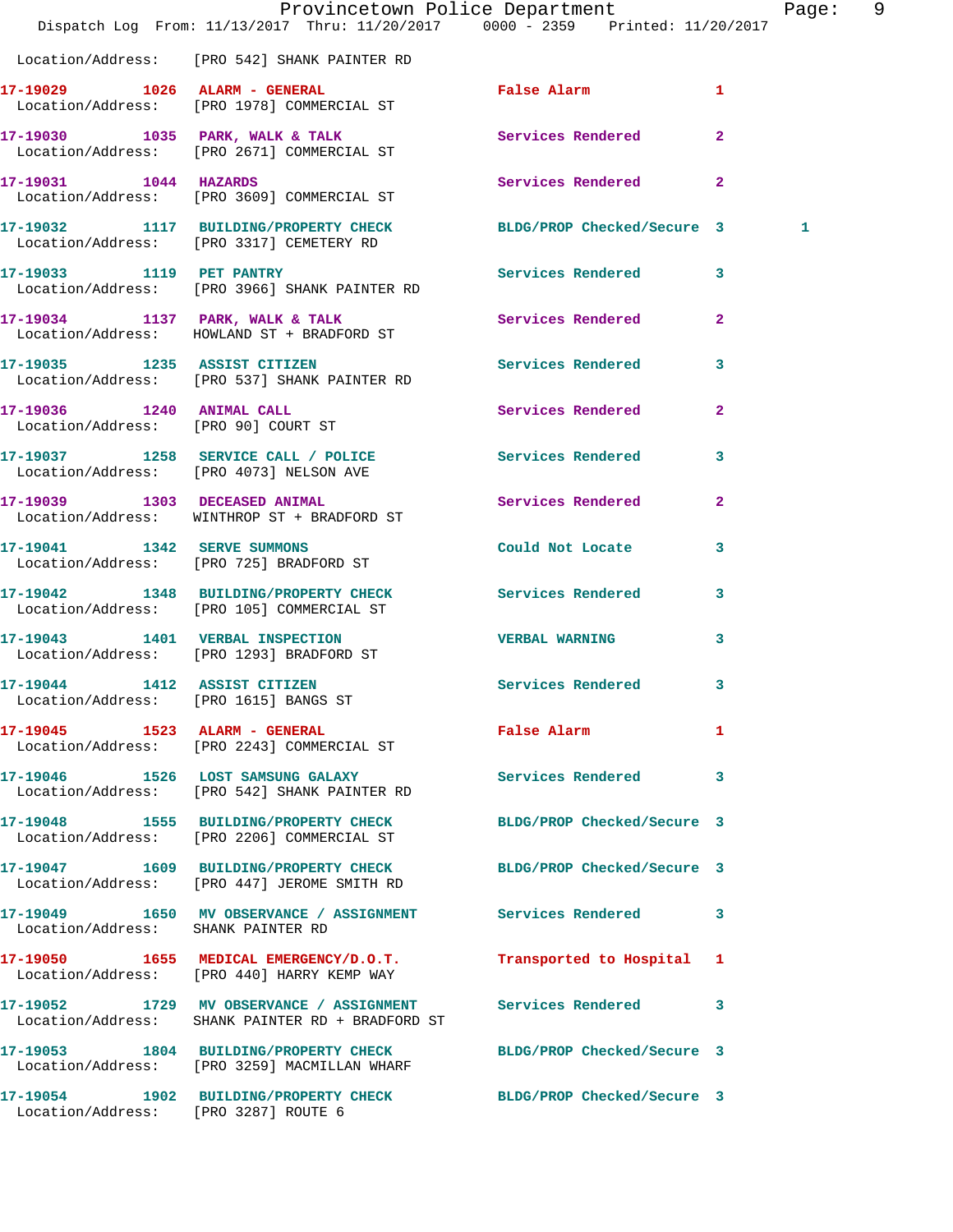Location/Address: [PRO 542] SHANK PAINTER RD

| Call # | Time | Call Type | Disposition | Priority | |
|---|---|---|---|---|---|
| 17-19029 | 1026 | ALARM - GENERAL | False Alarm | 1 | |
| | | Location/Address: [PRO 1978] COMMERCIAL ST | | | |
| 17-19030 | 1035 | PARK, WALK & TALK | Services Rendered | 2 | |
| | | Location/Address: [PRO 2671] COMMERCIAL ST | | | |
| 17-19031 | 1044 | HAZARDS | Services Rendered | 2 | |
| | | Location/Address: [PRO 3609] COMMERCIAL ST | | | |
| 17-19032 | 1117 | BUILDING/PROPERTY CHECK | BLDG/PROP Checked/Secure | 3 | 1 |
| | | Location/Address: [PRO 3317] CEMETERY RD | | | |
| 17-19033 | 1119 | PET PANTRY | Services Rendered | 3 | |
| | | Location/Address: [PRO 3966] SHANK PAINTER RD | | | |
| 17-19034 | 1137 | PARK, WALK & TALK | Services Rendered | 2 | |
| | | Location/Address: HOWLAND ST + BRADFORD ST | | | |
| 17-19035 | 1235 | ASSIST CITIZEN | Services Rendered | 3 | |
| | | Location/Address: [PRO 537] SHANK PAINTER RD | | | |
| 17-19036 | 1240 | ANIMAL CALL | Services Rendered | 2 | |
| | | Location/Address: [PRO 90] COURT ST | | | |
| 17-19037 | 1258 | SERVICE CALL / POLICE | Services Rendered | 3 | |
| | | Location/Address: [PRO 4073] NELSON AVE | | | |
| 17-19039 | 1303 | DECEASED ANIMAL | Services Rendered | 2 | |
| | | Location/Address: WINTHROP ST + BRADFORD ST | | | |
| 17-19041 | 1342 | SERVE SUMMONS | Could Not Locate | 3 | |
| | | Location/Address: [PRO 725] BRADFORD ST | | | |
| 17-19042 | 1348 | BUILDING/PROPERTY CHECK | Services Rendered | 3 | |
| | | Location/Address: [PRO 105] COMMERCIAL ST | | | |
| 17-19043 | 1401 | VERBAL INSPECTION | VERBAL WARNING | 3 | |
| | | Location/Address: [PRO 1293] BRADFORD ST | | | |
| 17-19044 | 1412 | ASSIST CITIZEN | Services Rendered | 3 | |
| | | Location/Address: [PRO 1615] BANGS ST | | | |
| 17-19045 | 1523 | ALARM - GENERAL | False Alarm | 1 | |
| | | Location/Address: [PRO 2243] COMMERCIAL ST | | | |
| 17-19046 | 1526 | LOST SAMSUNG GALAXY | Services Rendered | 3 | |
| | | Location/Address: [PRO 542] SHANK PAINTER RD | | | |
| 17-19048 | 1555 | BUILDING/PROPERTY CHECK | BLDG/PROP Checked/Secure | 3 | |
| | | Location/Address: [PRO 2206] COMMERCIAL ST | | | |
| 17-19047 | 1609 | BUILDING/PROPERTY CHECK | BLDG/PROP Checked/Secure | 3 | |
| | | Location/Address: [PRO 447] JEROME SMITH RD | | | |
| 17-19049 | 1650 | MV OBSERVANCE / ASSIGNMENT | Services Rendered | 3 | |
| | | Location/Address: SHANK PAINTER RD | | | |
| 17-19050 | 1655 | MEDICAL EMERGENCY/D.O.T. | Transported to Hospital | 1 | |
| | | Location/Address: [PRO 440] HARRY KEMP WAY | | | |
| 17-19052 | 1729 | MV OBSERVANCE / ASSIGNMENT | Services Rendered | 3 | |
| | | Location/Address: SHANK PAINTER RD + BRADFORD ST | | | |
| 17-19053 | 1804 | BUILDING/PROPERTY CHECK | BLDG/PROP Checked/Secure | 3 | |
| | | Location/Address: [PRO 3259] MACMILLAN WHARF | | | |
| 17-19054 | 1902 | BUILDING/PROPERTY CHECK | BLDG/PROP Checked/Secure | 3 | |
| | | Location/Address: [PRO 3287] ROUTE 6 | | | |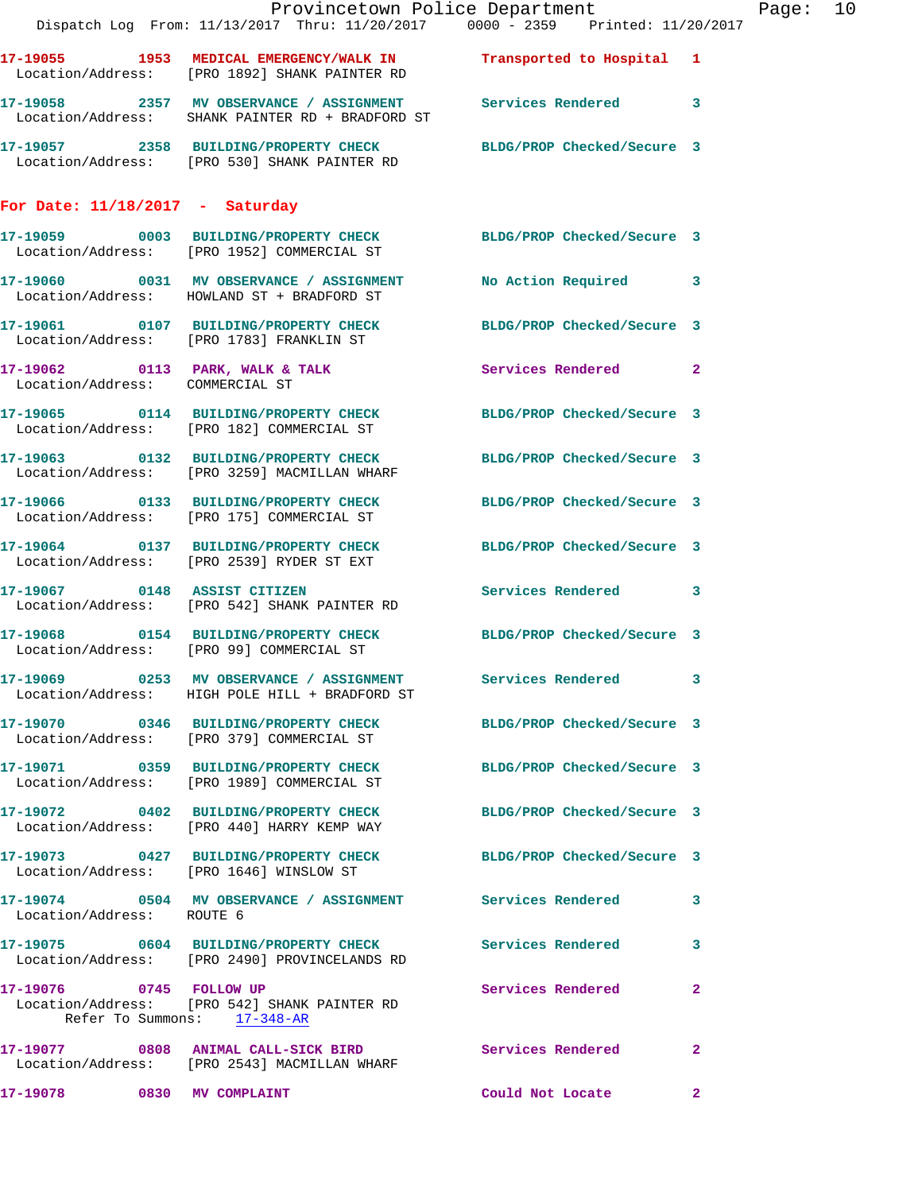17-19055 1953 MEDICAL EMERGENCY/WALK IN Transported to Hospital 1
Location/Address: [PRO 1892] SHANK PAINTER RD

17-19058 2357 MV OBSERVANCE / ASSIGNMENT Services Rendered 3
Location/Address: SHANK PAINTER RD + BRADFORD ST

17-19057 2358 BUILDING/PROPERTY CHECK BLDG/PROP Checked/Secure 3
Location/Address: [PRO 530] SHANK PAINTER RD

## For Date: 11/18/2017 - Saturday

17-19059 0003 BUILDING/PROPERTY CHECK BLDG/PROP Checked/Secure 3
Location/Address: [PRO 1952] COMMERCIAL ST

17-19060 0031 MV OBSERVANCE / ASSIGNMENT No Action Required 3
Location/Address: HOWLAND ST + BRADFORD ST

17-19061 0107 BUILDING/PROPERTY CHECK BLDG/PROP Checked/Secure 3
Location/Address: [PRO 1783] FRANKLIN ST

17-19062 0113 PARK, WALK & TALK Services Rendered 2
Location/Address: COMMERCIAL ST

17-19065 0114 BUILDING/PROPERTY CHECK BLDG/PROP Checked/Secure 3
Location/Address: [PRO 182] COMMERCIAL ST

17-19063 0132 BUILDING/PROPERTY CHECK BLDG/PROP Checked/Secure 3
Location/Address: [PRO 3259] MACMILLAN WHARF

17-19066 0133 BUILDING/PROPERTY CHECK BLDG/PROP Checked/Secure 3
Location/Address: [PRO 175] COMMERCIAL ST

17-19064 0137 BUILDING/PROPERTY CHECK BLDG/PROP Checked/Secure 3
Location/Address: [PRO 2539] RYDER ST EXT

17-19067 0148 ASSIST CITIZEN Services Rendered 3
Location/Address: [PRO 542] SHANK PAINTER RD

17-19068 0154 BUILDING/PROPERTY CHECK BLDG/PROP Checked/Secure 3
Location/Address: [PRO 99] COMMERCIAL ST

17-19069 0253 MV OBSERVANCE / ASSIGNMENT Services Rendered 3
Location/Address: HIGH POLE HILL + BRADFORD ST

17-19070 0346 BUILDING/PROPERTY CHECK BLDG/PROP Checked/Secure 3
Location/Address: [PRO 379] COMMERCIAL ST

17-19071 0359 BUILDING/PROPERTY CHECK BLDG/PROP Checked/Secure 3
Location/Address: [PRO 1989] COMMERCIAL ST

17-19072 0402 BUILDING/PROPERTY CHECK BLDG/PROP Checked/Secure 3
Location/Address: [PRO 440] HARRY KEMP WAY

17-19073 0427 BUILDING/PROPERTY CHECK BLDG/PROP Checked/Secure 3
Location/Address: [PRO 1646] WINSLOW ST

17-19074 0504 MV OBSERVANCE / ASSIGNMENT Services Rendered 3
Location/Address: ROUTE 6

17-19075 0604 BUILDING/PROPERTY CHECK Services Rendered 3
Location/Address: [PRO 2490] PROVINCELANDS RD

17-19076 0745 FOLLOW UP Services Rendered 2
Location/Address: [PRO 542] SHANK PAINTER RD
Refer To Summons: 17-348-AR

17-19077 0808 ANIMAL CALL-SICK BIRD Services Rendered 2
Location/Address: [PRO 2543] MACMILLAN WHARF

17-19078 0830 MV COMPLAINT Could Not Locate 2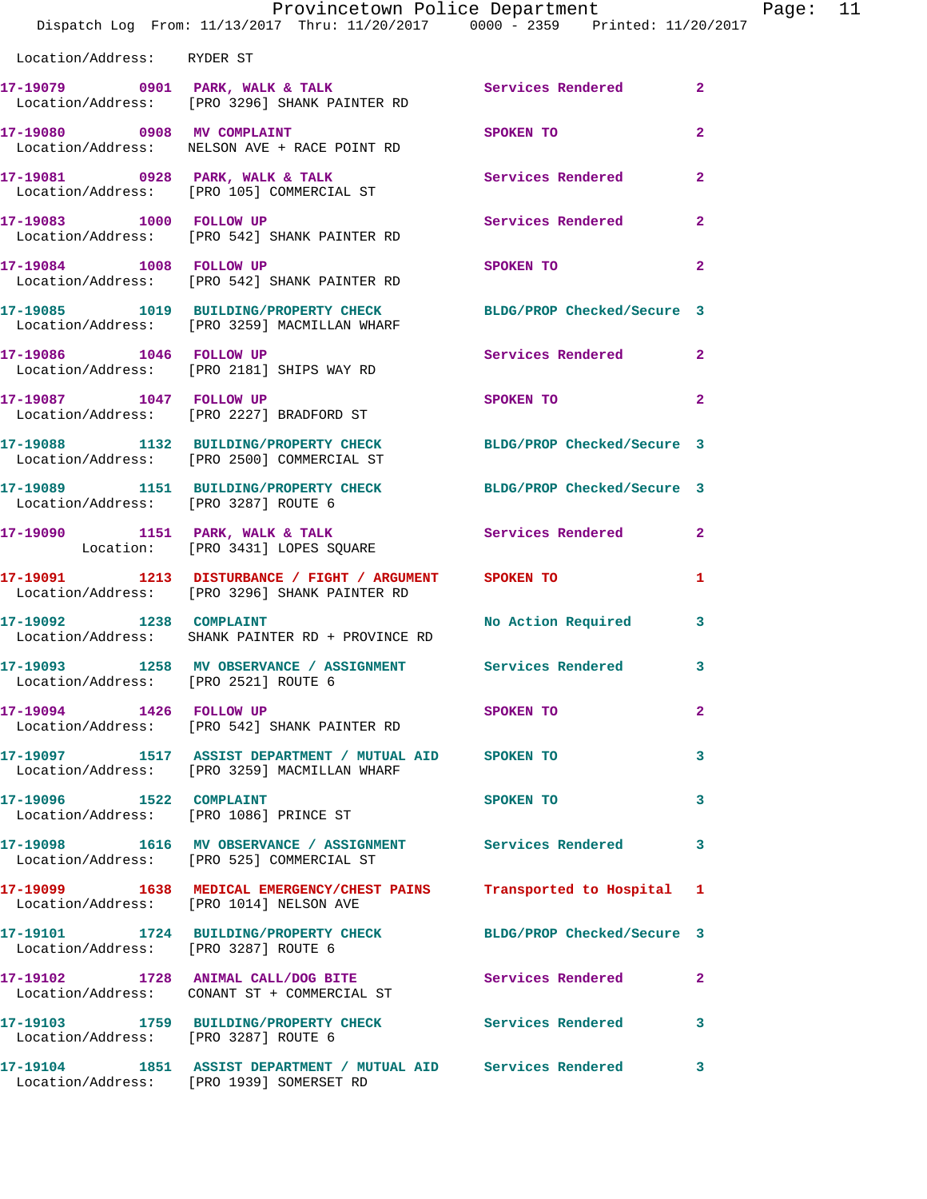Location/Address: RYDER ST

| Call # | Time | Call Type | Action | Priority |
|---|---|---|---|---|
| 17-19079 | 0901 | PARK, WALK & TALK | Services Rendered | 2 |
| | | Location/Address: [PRO 3296] SHANK PAINTER RD | | |
| 17-19080 | 0908 | MV COMPLAINT | SPOKEN TO | 2 |
| | | Location/Address: NELSON AVE + RACE POINT RD | | |
| 17-19081 | 0928 | PARK, WALK & TALK | Services Rendered | 2 |
| | | Location/Address: [PRO 105] COMMERCIAL ST | | |
| 17-19083 | 1000 | FOLLOW UP | Services Rendered | 2 |
| | | Location/Address: [PRO 542] SHANK PAINTER RD | | |
| 17-19084 | 1008 | FOLLOW UP | SPOKEN TO | 2 |
| | | Location/Address: [PRO 542] SHANK PAINTER RD | | |
| 17-19085 | 1019 | BUILDING/PROPERTY CHECK | BLDG/PROP Checked/Secure | 3 |
| | | Location/Address: [PRO 3259] MACMILLAN WHARF | | |
| 17-19086 | 1046 | FOLLOW UP | Services Rendered | 2 |
| | | Location/Address: [PRO 2181] SHIPS WAY RD | | |
| 17-19087 | 1047 | FOLLOW UP | SPOKEN TO | 2 |
| | | Location/Address: [PRO 2227] BRADFORD ST | | |
| 17-19088 | 1132 | BUILDING/PROPERTY CHECK | BLDG/PROP Checked/Secure | 3 |
| | | Location/Address: [PRO 2500] COMMERCIAL ST | | |
| 17-19089 | 1151 | BUILDING/PROPERTY CHECK | BLDG/PROP Checked/Secure | 3 |
| | | Location/Address: [PRO 3287] ROUTE 6 | | |
| 17-19090 | 1151 | PARK, WALK & TALK | Services Rendered | 2 |
| | | Location: [PRO 3431] LOPES SQUARE | | |
| 17-19091 | 1213 | DISTURBANCE / FIGHT / ARGUMENT | SPOKEN TO | 1 |
| | | Location/Address: [PRO 3296] SHANK PAINTER RD | | |
| 17-19092 | 1238 | COMPLAINT | No Action Required | 3 |
| | | Location/Address: SHANK PAINTER RD + PROVINCE RD | | |
| 17-19093 | 1258 | MV OBSERVANCE / ASSIGNMENT | Services Rendered | 3 |
| | | Location/Address: [PRO 2521] ROUTE 6 | | |
| 17-19094 | 1426 | FOLLOW UP | SPOKEN TO | 2 |
| | | Location/Address: [PRO 542] SHANK PAINTER RD | | |
| 17-19097 | 1517 | ASSIST DEPARTMENT / MUTUAL AID | SPOKEN TO | 3 |
| | | Location/Address: [PRO 3259] MACMILLAN WHARF | | |
| 17-19096 | 1522 | COMPLAINT | SPOKEN TO | 3 |
| | | Location/Address: [PRO 1086] PRINCE ST | | |
| 17-19098 | 1616 | MV OBSERVANCE / ASSIGNMENT | Services Rendered | 3 |
| | | Location/Address: [PRO 525] COMMERCIAL ST | | |
| 17-19099 | 1638 | MEDICAL EMERGENCY/CHEST PAINS | Transported to Hospital | 1 |
| | | Location/Address: [PRO 1014] NELSON AVE | | |
| 17-19101 | 1724 | BUILDING/PROPERTY CHECK | BLDG/PROP Checked/Secure | 3 |
| | | Location/Address: [PRO 3287] ROUTE 6 | | |
| 17-19102 | 1728 | ANIMAL CALL/DOG BITE | Services Rendered | 2 |
| | | Location/Address: CONANT ST + COMMERCIAL ST | | |
| 17-19103 | 1759 | BUILDING/PROPERTY CHECK | Services Rendered | 3 |
| | | Location/Address: [PRO 3287] ROUTE 6 | | |
| 17-19104 | 1851 | ASSIST DEPARTMENT / MUTUAL AID | Services Rendered | 3 |
| | | Location/Address: [PRO 1939] SOMERSET RD | | |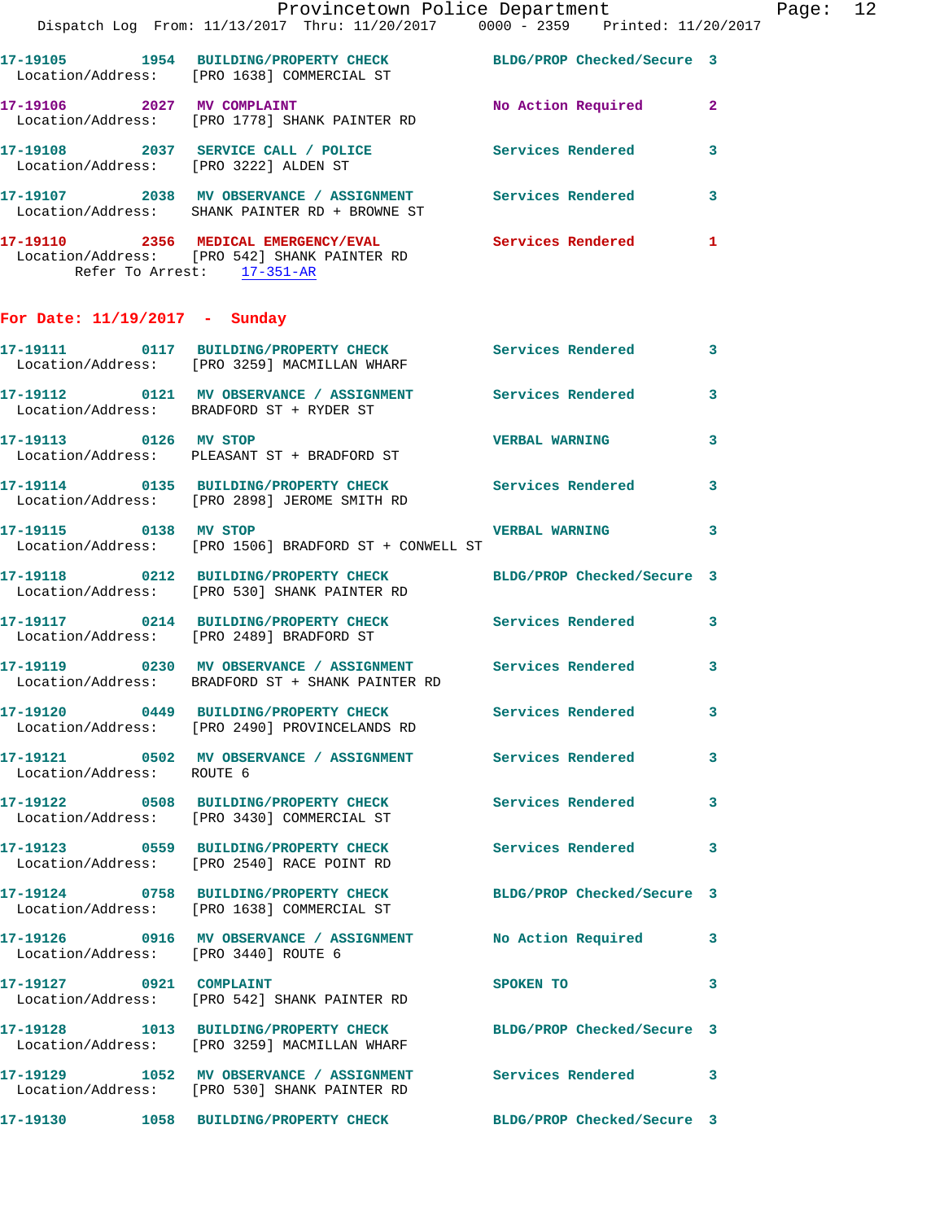17-19105 1954 BUILDING/PROPERTY CHECK BLDG/PROP Checked/Secure 3
Location/Address: [PRO 1638] COMMERCIAL ST

17-19106 2027 MV COMPLAINT No Action Required 2
Location/Address: [PRO 1778] SHANK PAINTER RD

17-19108 2037 SERVICE CALL / POLICE Services Rendered 3
Location/Address: [PRO 3222] ALDEN ST

17-19107 2038 MV OBSERVANCE / ASSIGNMENT Services Rendered 3
Location/Address: SHANK PAINTER RD + BROWNE ST

17-19110 2356 MEDICAL EMERGENCY/EVAL Services Rendered 1
Location/Address: [PRO 542] SHANK PAINTER RD
Refer To Arrest: 17-351-AR

## For Date: 11/19/2017 - Sunday

17-19111 0117 BUILDING/PROPERTY CHECK Services Rendered 3
Location/Address: [PRO 3259] MACMILLAN WHARF

17-19112 0121 MV OBSERVANCE / ASSIGNMENT Services Rendered 3
Location/Address: BRADFORD ST + RYDER ST

17-19113 0126 MV STOP VERBAL WARNING 3
Location/Address: PLEASANT ST + BRADFORD ST

17-19114 0135 BUILDING/PROPERTY CHECK Services Rendered 3
Location/Address: [PRO 2898] JEROME SMITH RD

17-19115 0138 MV STOP VERBAL WARNING 3
Location/Address: [PRO 1506] BRADFORD ST + CONWELL ST

17-19118 0212 BUILDING/PROPERTY CHECK BLDG/PROP Checked/Secure 3
Location/Address: [PRO 530] SHANK PAINTER RD

17-19117 0214 BUILDING/PROPERTY CHECK Services Rendered 3
Location/Address: [PRO 2489] BRADFORD ST

17-19119 0230 MV OBSERVANCE / ASSIGNMENT Services Rendered 3
Location/Address: BRADFORD ST + SHANK PAINTER RD

17-19120 0449 BUILDING/PROPERTY CHECK Services Rendered 3
Location/Address: [PRO 2490] PROVINCELANDS RD

17-19121 0502 MV OBSERVANCE / ASSIGNMENT Services Rendered 3
Location/Address: ROUTE 6

17-19122 0508 BUILDING/PROPERTY CHECK Services Rendered 3
Location/Address: [PRO 3430] COMMERCIAL ST

17-19123 0559 BUILDING/PROPERTY CHECK Services Rendered 3
Location/Address: [PRO 2540] RACE POINT RD

17-19124 0758 BUILDING/PROPERTY CHECK BLDG/PROP Checked/Secure 3
Location/Address: [PRO 1638] COMMERCIAL ST

17-19126 0916 MV OBSERVANCE / ASSIGNMENT No Action Required 3
Location/Address: [PRO 3440] ROUTE 6

17-19127 0921 COMPLAINT SPOKEN TO 3
Location/Address: [PRO 542] SHANK PAINTER RD

17-19128 1013 BUILDING/PROPERTY CHECK BLDG/PROP Checked/Secure 3
Location/Address: [PRO 3259] MACMILLAN WHARF

17-19129 1052 MV OBSERVANCE / ASSIGNMENT Services Rendered 3
Location/Address: [PRO 530] SHANK PAINTER RD

17-19130 1058 BUILDING/PROPERTY CHECK BLDG/PROP Checked/Secure 3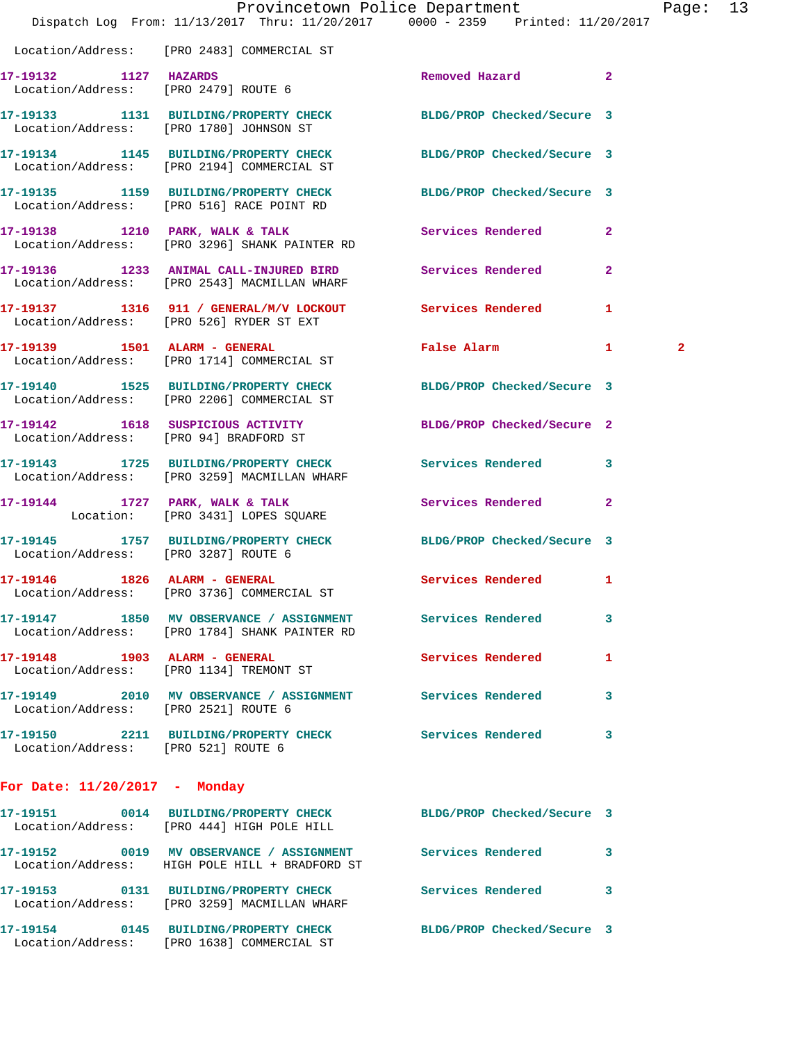Location/Address: [PRO 2483] COMMERCIAL ST

| Call Number | Time | Call Reason | Action | Priority | |
|---|---|---|---|---|---|
| 17-19132 | 1127 | HAZARDS | Removed Hazard | 2 | |
| Location/Address: [PRO 2479] ROUTE 6 | | | | | |
| 17-19133 | 1131 | BUILDING/PROPERTY CHECK | BLDG/PROP Checked/Secure | 3 | |
| Location/Address: [PRO 1780] JOHNSON ST | | | | | |
| 17-19134 | 1145 | BUILDING/PROPERTY CHECK | BLDG/PROP Checked/Secure | 3 | |
| Location/Address: [PRO 2194] COMMERCIAL ST | | | | | |
| 17-19135 | 1159 | BUILDING/PROPERTY CHECK | BLDG/PROP Checked/Secure | 3 | |
| Location/Address: [PRO 516] RACE POINT RD | | | | | |
| 17-19138 | 1210 | PARK, WALK & TALK | Services Rendered | 2 | |
| Location/Address: [PRO 3296] SHANK PAINTER RD | | | | | |
| 17-19136 | 1233 | ANIMAL CALL-INJURED BIRD | Services Rendered | 2 | |
| Location/Address: [PRO 2543] MACMILLAN WHARF | | | | | |
| 17-19137 | 1316 | 911 / GENERAL/M/V LOCKOUT | Services Rendered | 1 | |
| Location/Address: [PRO 526] RYDER ST EXT | | | | | |
| 17-19139 | 1501 | ALARM - GENERAL | False Alarm | 1 | 2 |
| Location/Address: [PRO 1714] COMMERCIAL ST | | | | | |
| 17-19140 | 1525 | BUILDING/PROPERTY CHECK | BLDG/PROP Checked/Secure | 3 | |
| Location/Address: [PRO 2206] COMMERCIAL ST | | | | | |
| 17-19142 | 1618 | SUSPICIOUS ACTIVITY | BLDG/PROP Checked/Secure | 2 | |
| Location/Address: [PRO 94] BRADFORD ST | | | | | |
| 17-19143 | 1725 | BUILDING/PROPERTY CHECK | Services Rendered | 3 | |
| Location/Address: [PRO 3259] MACMILLAN WHARF | | | | | |
| 17-19144 | 1727 | PARK, WALK & TALK | Services Rendered | 2 | |
| Location: [PRO 3431] LOPES SQUARE | | | | | |
| 17-19145 | 1757 | BUILDING/PROPERTY CHECK | BLDG/PROP Checked/Secure | 3 | |
| Location/Address: [PRO 3287] ROUTE 6 | | | | | |
| 17-19146 | 1826 | ALARM - GENERAL | Services Rendered | 1 | |
| Location/Address: [PRO 3736] COMMERCIAL ST | | | | | |
| 17-19147 | 1850 | MV OBSERVANCE / ASSIGNMENT | Services Rendered | 3 | |
| Location/Address: [PRO 1784] SHANK PAINTER RD | | | | | |
| 17-19148 | 1903 | ALARM - GENERAL | Services Rendered | 1 | |
| Location/Address: [PRO 1134] TREMONT ST | | | | | |
| 17-19149 | 2010 | MV OBSERVANCE / ASSIGNMENT | Services Rendered | 3 | |
| Location/Address: [PRO 2521] ROUTE 6 | | | | | |
| 17-19150 | 2211 | BUILDING/PROPERTY CHECK | Services Rendered | 3 | |
| Location/Address: [PRO 521] ROUTE 6 | | | | | |

## For Date: 11/20/2017 - Monday

| Call Number | Time | Call Reason | Action | Priority |
|---|---|---|---|---|
| 17-19151 | 0014 | BUILDING/PROPERTY CHECK | BLDG/PROP Checked/Secure | 3 |
| Location/Address: [PRO 444] HIGH POLE HILL | | | | |
| 17-19152 | 0019 | MV OBSERVANCE / ASSIGNMENT | Services Rendered | 3 |
| Location/Address: HIGH POLE HILL + BRADFORD ST | | | | |
| 17-19153 | 0131 | BUILDING/PROPERTY CHECK | Services Rendered | 3 |
| Location/Address: [PRO 3259] MACMILLAN WHARF | | | | |
| 17-19154 | 0145 | BUILDING/PROPERTY CHECK | BLDG/PROP Checked/Secure | 3 |
| Location/Address: [PRO 1638] COMMERCIAL ST | | | | |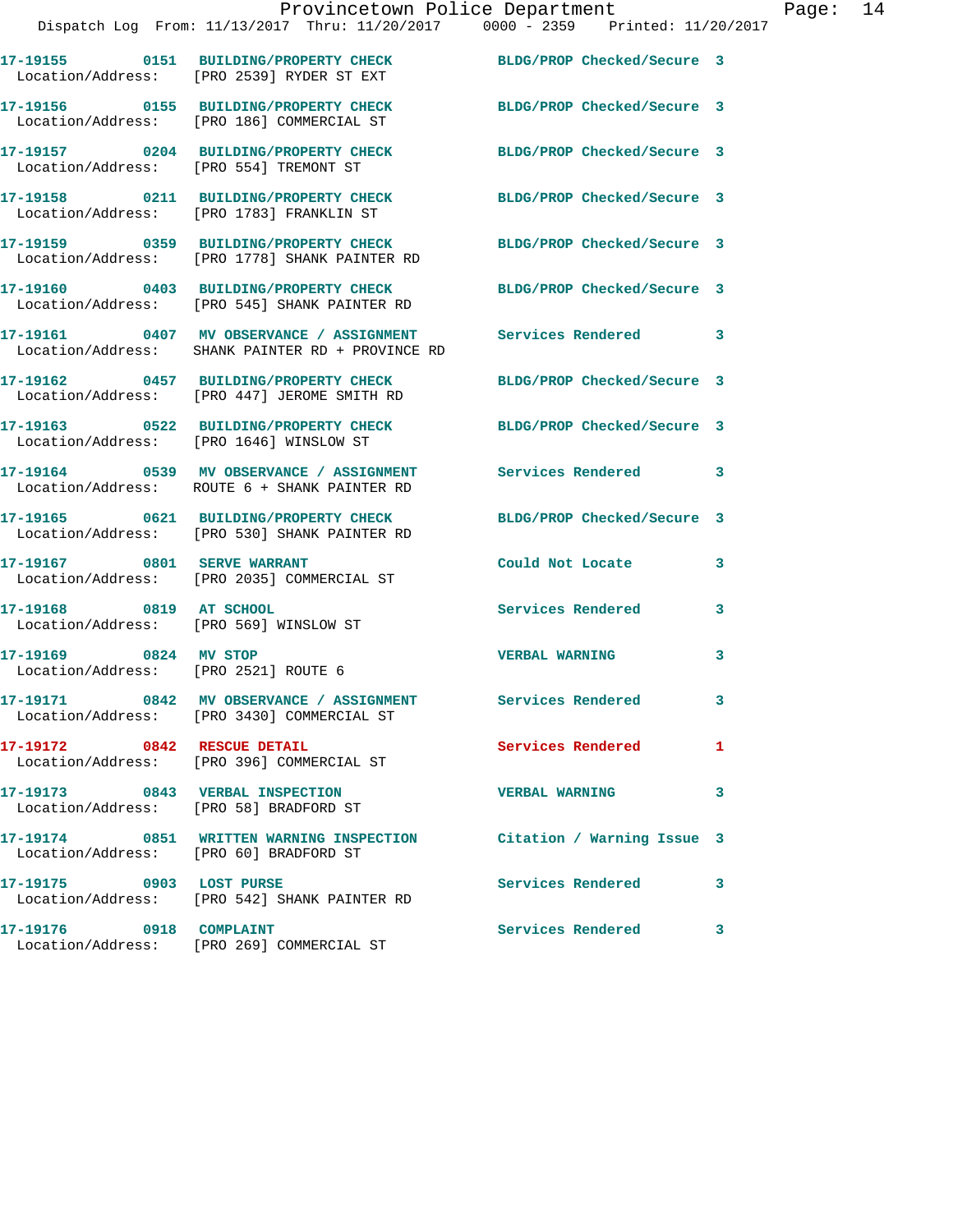17-19155 0151 BUILDING/PROPERTY CHECK BLDG/PROP Checked/Secure 3
Location/Address: [PRO 2539] RYDER ST EXT

17-19156 0155 BUILDING/PROPERTY CHECK BLDG/PROP Checked/Secure 3
Location/Address: [PRO 186] COMMERCIAL ST

17-19157 0204 BUILDING/PROPERTY CHECK BLDG/PROP Checked/Secure 3
Location/Address: [PRO 554] TREMONT ST

17-19158 0211 BUILDING/PROPERTY CHECK BLDG/PROP Checked/Secure 3
Location/Address: [PRO 1783] FRANKLIN ST

17-19159 0359 BUILDING/PROPERTY CHECK BLDG/PROP Checked/Secure 3
Location/Address: [PRO 1778] SHANK PAINTER RD

17-19160 0403 BUILDING/PROPERTY CHECK BLDG/PROP Checked/Secure 3
Location/Address: [PRO 545] SHANK PAINTER RD

17-19161 0407 MV OBSERVANCE / ASSIGNMENT Services Rendered 3
Location/Address: SHANK PAINTER RD + PROVINCE RD

17-19162 0457 BUILDING/PROPERTY CHECK BLDG/PROP Checked/Secure 3
Location/Address: [PRO 447] JEROME SMITH RD

17-19163 0522 BUILDING/PROPERTY CHECK BLDG/PROP Checked/Secure 3
Location/Address: [PRO 1646] WINSLOW ST

17-19164 0539 MV OBSERVANCE / ASSIGNMENT Services Rendered 3
Location/Address: ROUTE 6 + SHANK PAINTER RD

17-19165 0621 BUILDING/PROPERTY CHECK BLDG/PROP Checked/Secure 3
Location/Address: [PRO 530] SHANK PAINTER RD

17-19167 0801 SERVE WARRANT Could Not Locate 3
Location/Address: [PRO 2035] COMMERCIAL ST

17-19168 0819 AT SCHOOL Services Rendered 3
Location/Address: [PRO 569] WINSLOW ST

17-19169 0824 MV STOP VERBAL WARNING 3
Location/Address: [PRO 2521] ROUTE 6

17-19171 0842 MV OBSERVANCE / ASSIGNMENT Services Rendered 3
Location/Address: [PRO 3430] COMMERCIAL ST

17-19172 0842 RESCUE DETAIL Services Rendered 1
Location/Address: [PRO 396] COMMERCIAL ST

17-19173 0843 VERBAL INSPECTION VERBAL WARNING 3
Location/Address: [PRO 58] BRADFORD ST

17-19174 0851 WRITTEN WARNING INSPECTION Citation / Warning Issue 3
Location/Address: [PRO 60] BRADFORD ST

17-19175 0903 LOST PURSE Services Rendered 3
Location/Address: [PRO 542] SHANK PAINTER RD

17-19176 0918 COMPLAINT Services Rendered 3
Location/Address: [PRO 269] COMMERCIAL ST